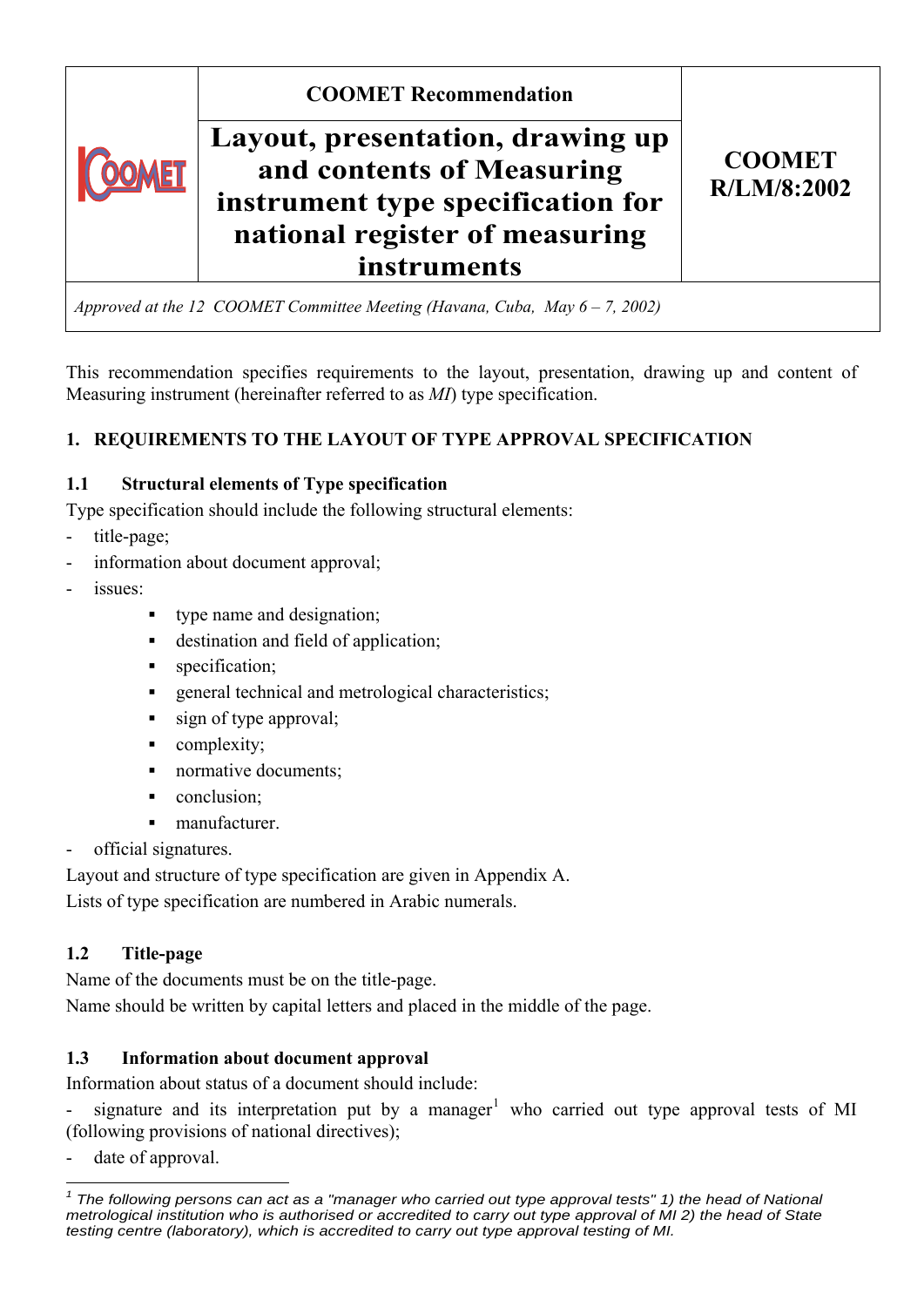| | COOMET Recommendation | |
|---|---|---|
| COOMET | **Layout, presentation, drawing up and contents of Measuring instrument type specification for national register of measuring instruments** | **COOMET R/LM/8:2002** |

*Approved at the 12 COOMET Committee Meeting (Havana, Cuba, May 6 – 7, 2002)*

This recommendation specifies requirements to the layout, presentation, drawing up and content of Measuring instrument (hereinafter referred to as *MI*) type specification.

## 1. REQUIREMENTS TO THE LAYOUT OF TYPE APPROVAL SPECIFICATION

### 1.1 Structural elements of Type specification

Type specification should include the following structural elements:

- title-page;
- information about document approval;
- issues:
  - type name and designation;
  - destination and field of application;
  - specification;
  - general technical and metrological characteristics;
  - sign of type approval;
  - complexity;
  - normative documents;
  - conclusion;
  - manufacturer.
- official signatures.

Layout and structure of type specification are given in Appendix A.

Lists of type specification are numbered in Arabic numerals.

### 1.2 Title-page

Name of the documents must be on the title-page.

Name should be written by capital letters and placed in the middle of the page.

### 1.3 Information about document approval

Information about status of a document should include:

- signature and its interpretation put by a manager[1] who carried out type approval tests of MI (following provisions of national directives);
- date of approval.

---

[1] *The following persons can act as a "manager who carried out type approval tests" 1) the head of National metrological institution who is authorised or accredited to carry out type approval of MI 2) the head of State testing centre (laboratory), which is accredited to carry out type approval testing of MI.*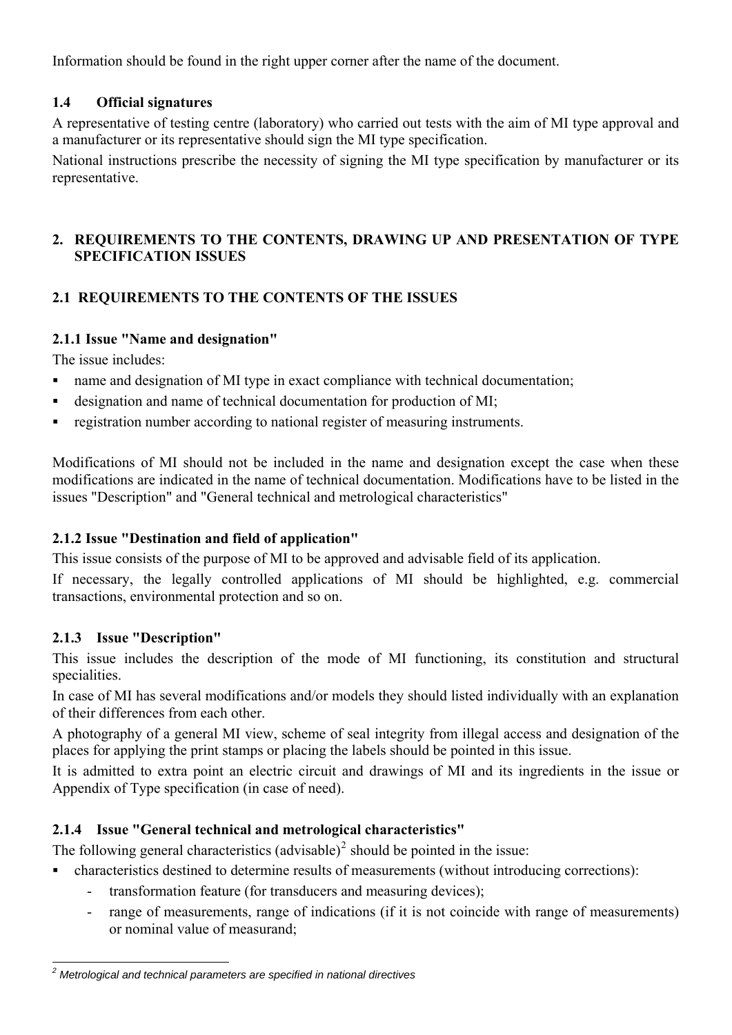Information should be found in the right upper corner after the name of the document.

### 1.4 Official signatures

A representative of testing centre (laboratory) who carried out tests with the aim of MI type approval and a manufacturer or its representative should sign the MI type specification.

National instructions prescribe the necessity of signing the MI type specification by manufacturer or its representative.

## 2. REQUIREMENTS TO THE CONTENTS, DRAWING UP AND PRESENTATION OF TYPE SPECIFICATION ISSUES

### 2.1 REQUIREMENTS TO THE CONTENTS OF THE ISSUES

#### 2.1.1 Issue "Name and designation"

The issue includes:

- name and designation of MI type in exact compliance with technical documentation;
- designation and name of technical documentation for production of MI;
- registration number according to national register of measuring instruments.

Modifications of MI should not be included in the name and designation except the case when these modifications are indicated in the name of technical documentation. Modifications have to be listed in the issues "Description" and "General technical and metrological characteristics"

#### 2.1.2 Issue "Destination and field of application"

This issue consists of the purpose of MI to be approved and advisable field of its application.

If necessary, the legally controlled applications of MI should be highlighted, e.g. commercial transactions, environmental protection and so on.

#### 2.1.3 Issue "Description"

This issue includes the description of the mode of MI functioning, its constitution and structural specialities.

In case of MI has several modifications and/or models they should listed individually with an explanation of their differences from each other.

A photography of a general MI view, scheme of seal integrity from illegal access and designation of the places for applying the print stamps or placing the labels should be pointed in this issue.

It is admitted to extra point an electric circuit and drawings of MI and its ingredients in the issue or Appendix of Type specification (in case of need).

#### 2.1.4 Issue "General technical and metrological characteristics"

The following general characteristics (advisable)[2] should be pointed in the issue:

- characteristics destined to determine results of measurements (without introducing corrections):
  - transformation feature (for transducers and measuring devices);
  - range of measurements, range of indications (if it is not coincide with range of measurements) or nominal value of measurand;

[2] *Metrological and technical parameters are specified in national directives*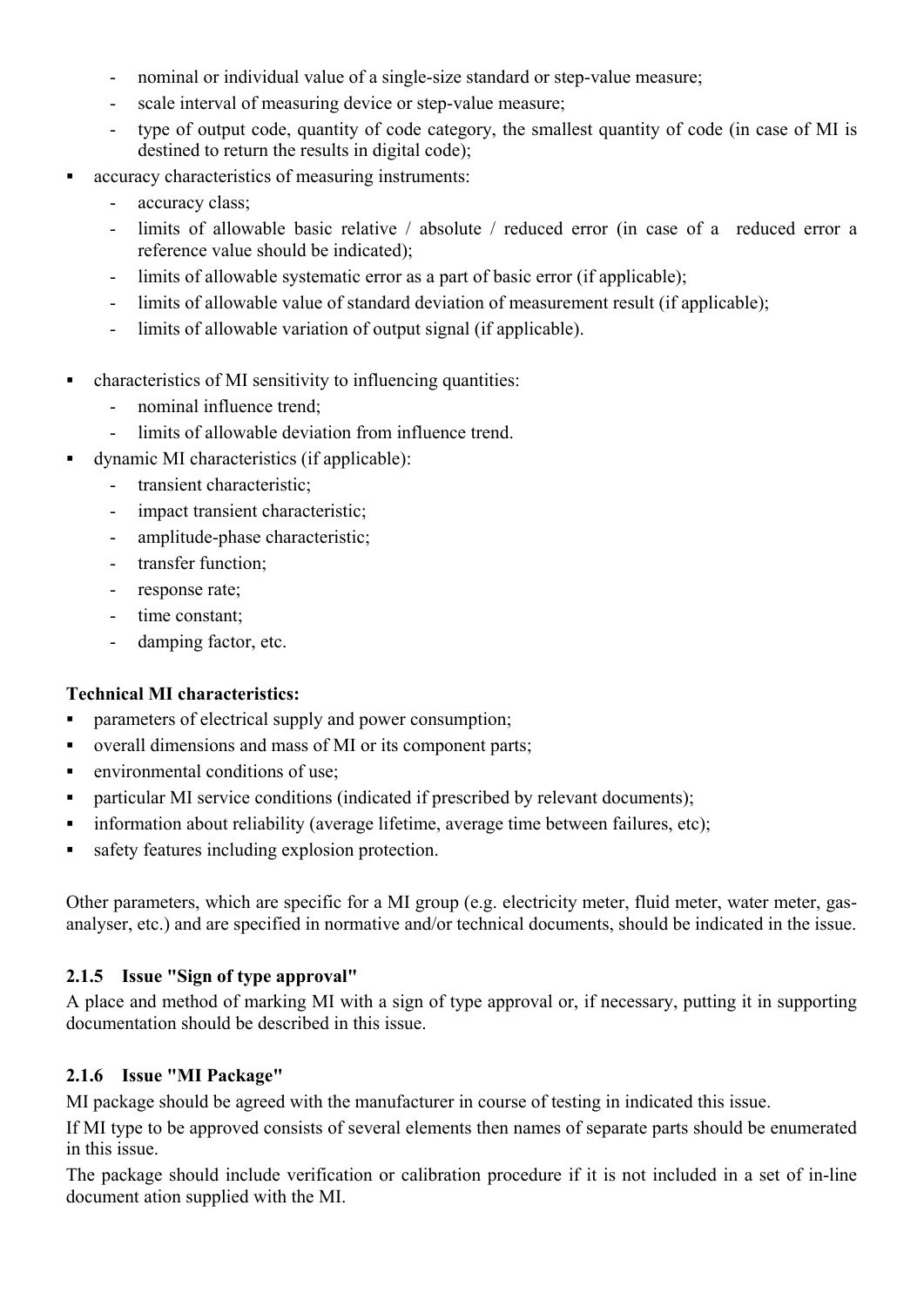- nominal or individual value of a single-size standard or step-value measure;
  - scale interval of measuring device or step-value measure;
  - type of output code, quantity of code category, the smallest quantity of code (in case of MI is destined to return the results in digital code);
- accuracy characteristics of measuring instruments:
  - accuracy class;
  - limits of allowable basic relative / absolute / reduced error (in case of a reduced error a reference value should be indicated);
  - limits of allowable systematic error as a part of basic error (if applicable);
  - limits of allowable value of standard deviation of measurement result (if applicable);
  - limits of allowable variation of output signal (if applicable).

- characteristics of MI sensitivity to influencing quantities:
  - nominal influence trend;
  - limits of allowable deviation from influence trend.
- dynamic MI characteristics (if applicable):
  - transient characteristic;
  - impact transient characteristic;
  - amplitude-phase characteristic;
  - transfer function;
  - response rate;
  - time constant;
  - damping factor, etc.

**Technical MI characteristics:**

- parameters of electrical supply and power consumption;
- overall dimensions and mass of MI or its component parts;
- environmental conditions of use;
- particular MI service conditions (indicated if prescribed by relevant documents);
- information about reliability (average lifetime, average time between failures, etc);
- safety features including explosion protection.

Other parameters, which are specific for a MI group (e.g. electricity meter, fluid meter, water meter, gas-analyser, etc.) and are specified in normative and/or technical documents, should be indicated in the issue.

### 2.1.5 Issue "Sign of type approval"

A place and method of marking MI with a sign of type approval or, if necessary, putting it in supporting documentation should be described in this issue.

### 2.1.6 Issue "MI Package"

MI package should be agreed with the manufacturer in course of testing in indicated this issue.

If MI type to be approved consists of several elements then names of separate parts should be enumerated in this issue.

The package should include verification or calibration procedure if it is not included in a set of in-line document ation supplied with the MI.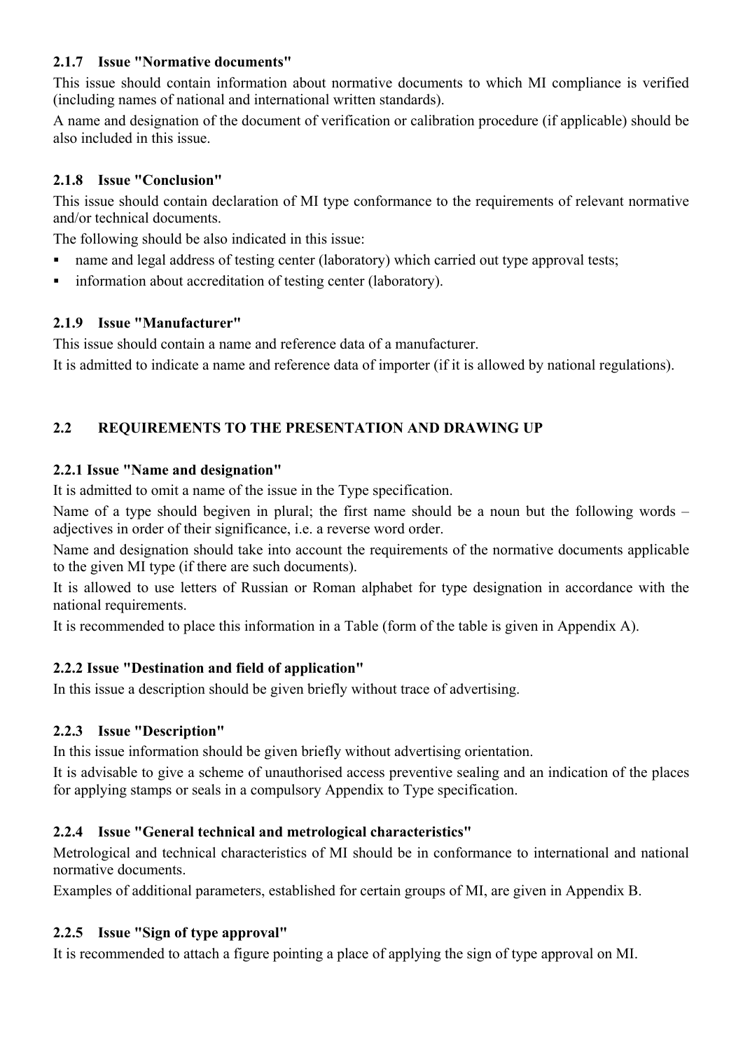#### 2.1.7 Issue "Normative documents"

This issue should contain information about normative documents to which MI compliance is verified (including names of national and international written standards).

A name and designation of the document of verification or calibration procedure (if applicable) should be also included in this issue.

#### 2.1.8 Issue "Conclusion"

This issue should contain declaration of MI type conformance to the requirements of relevant normative and/or technical documents.

The following should be also indicated in this issue:

- name and legal address of testing center (laboratory) which carried out type approval tests;
- information about accreditation of testing center (laboratory).

#### 2.1.9 Issue "Manufacturer"

This issue should contain a name and reference data of a manufacturer.

It is admitted to indicate a name and reference data of importer (if it is allowed by national regulations).

### 2.2 REQUIREMENTS TO THE PRESENTATION AND DRAWING UP

#### 2.2.1 Issue "Name and designation"

It is admitted to omit a name of the issue in the Type specification.

Name of a type should begiven in plural; the first name should be a noun but the following words – adjectives in order of their significance, i.e. a reverse word order.

Name and designation should take into account the requirements of the normative documents applicable to the given MI type (if there are such documents).

It is allowed to use letters of Russian or Roman alphabet for type designation in accordance with the national requirements.

It is recommended to place this information in a Table (form of the table is given in Appendix A).

#### 2.2.2 Issue "Destination and field of application"

In this issue a description should be given briefly without trace of advertising.

#### 2.2.3 Issue "Description"

In this issue information should be given briefly without advertising orientation.

It is advisable to give a scheme of unauthorised access preventive sealing and an indication of the places for applying stamps or seals in a compulsory Appendix to Type specification.

#### 2.2.4 Issue "General technical and metrological characteristics"

Metrological and technical characteristics of MI should be in conformance to international and national normative documents.

Examples of additional parameters, established for certain groups of MI, are given in Appendix B.

#### 2.2.5 Issue "Sign of type approval"

It is recommended to attach a figure pointing a place of applying the sign of type approval on MI.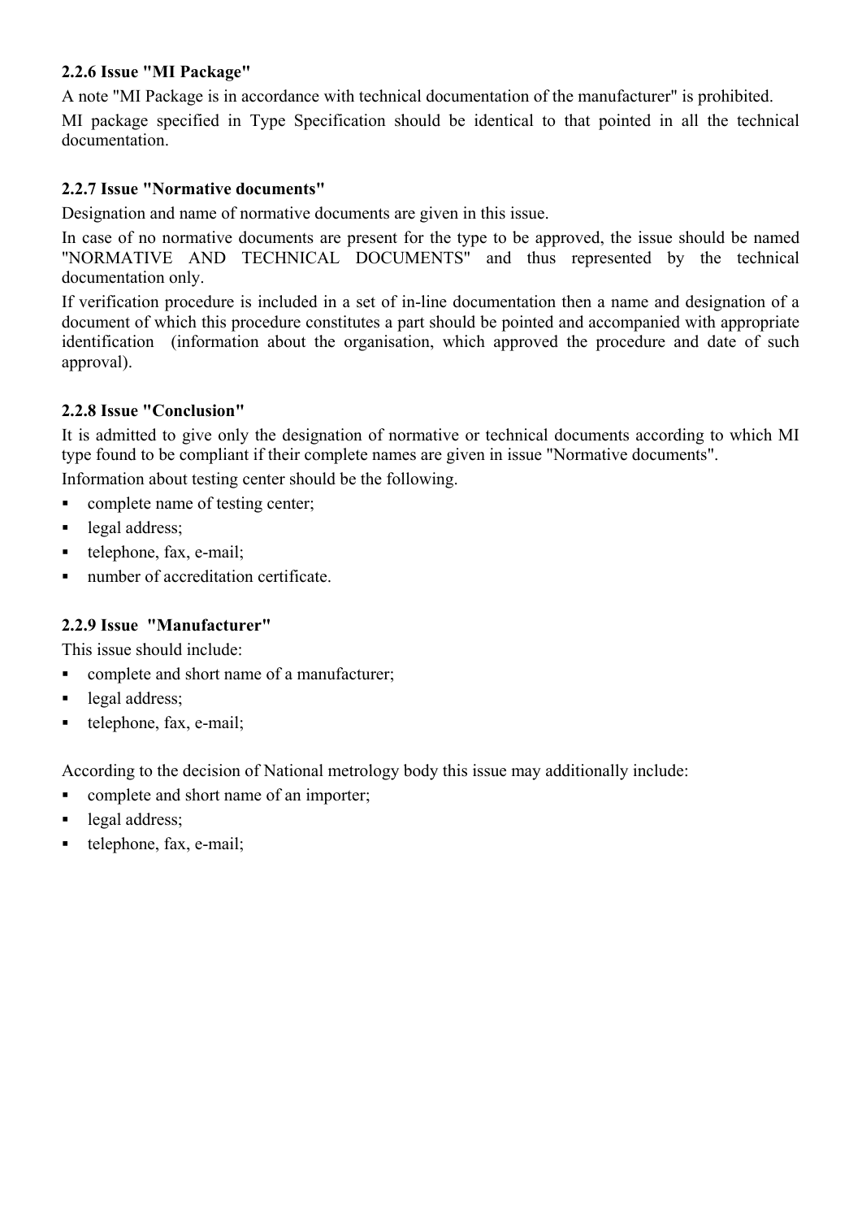### 2.2.6 Issue "MI Package"

A note "MI Package is in accordance with technical documentation of the manufacturer" is prohibited.

MI package specified in Type Specification should be identical to that pointed in all the technical documentation.

### 2.2.7 Issue "Normative documents"

Designation and name of normative documents are given in this issue.

In case of no normative documents are present for the type to be approved, the issue should be named "NORMATIVE AND TECHNICAL DOCUMENTS" and thus represented by the technical documentation only.

If verification procedure is included in a set of in-line documentation then a name and designation of a document of which this procedure constitutes a part should be pointed and accompanied with appropriate identification (information about the organisation, which approved the procedure and date of such approval).

### 2.2.8 Issue "Conclusion"

It is admitted to give only the designation of normative or technical documents according to which MI type found to be compliant if their complete names are given in issue "Normative documents".

Information about testing center should be the following.

- complete name of testing center;
- legal address;
- telephone, fax, e-mail;
- number of accreditation certificate.

### 2.2.9 Issue "Manufacturer"

This issue should include:

- complete and short name of a manufacturer;
- legal address;
- telephone, fax, e-mail;

According to the decision of National metrology body this issue may additionally include:

- complete and short name of an importer;
- legal address;
- telephone, fax, e-mail;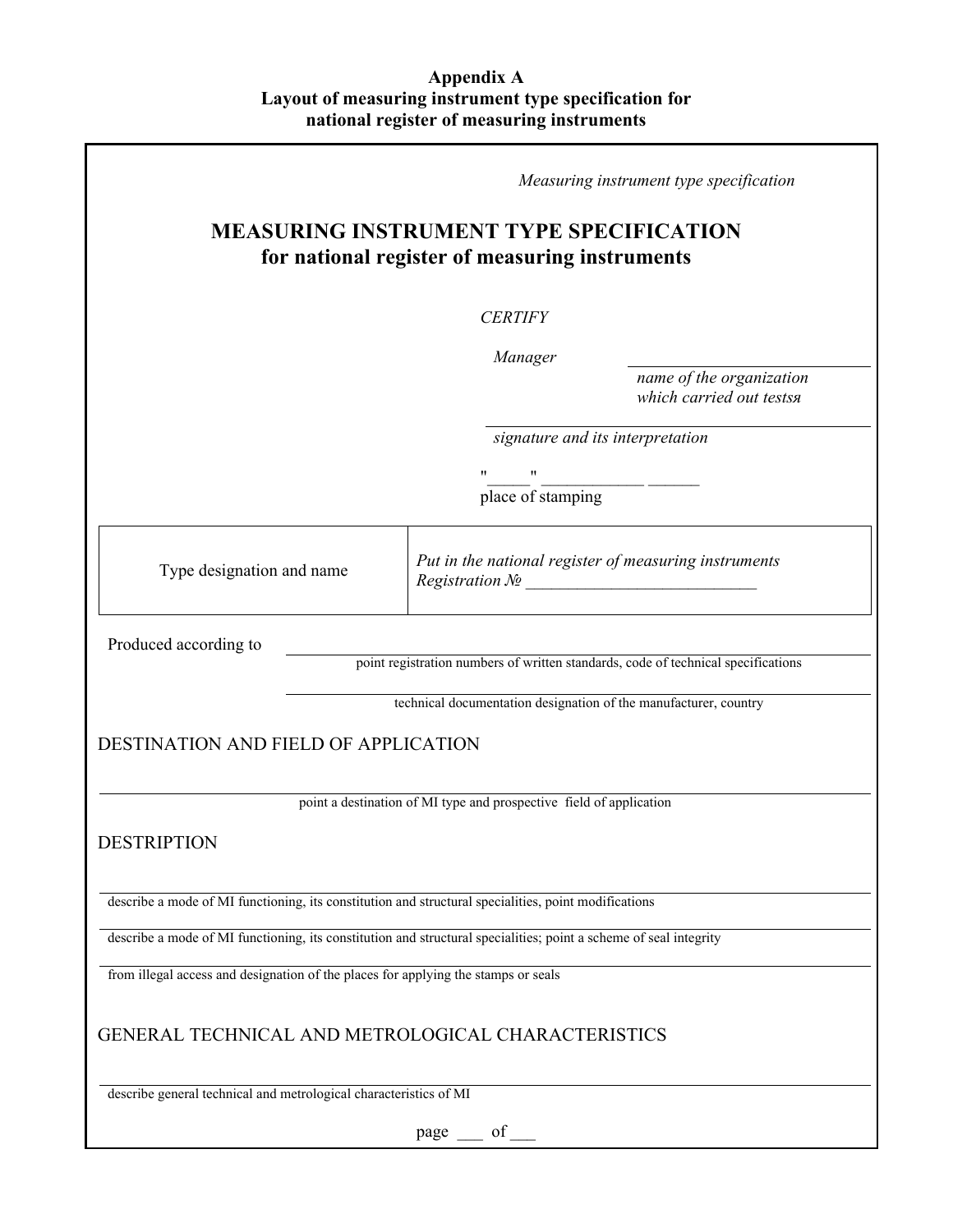**Appendix A**
**Layout of measuring instrument type specification for national register of measuring instruments**

*Measuring instrument type specification*

## MEASURING INSTRUMENT TYPE SPECIFICATION
## for national register of measuring instruments

*CERTIFY*

*Manager* ____________________
*name of the organization which carried out testsя*

____________________
*signature and its interpretation*

"____" ___________ ______
place of stamping

| Type designation and name | *Put in the national register of measuring instruments* *Registration №* __________________________ |
|---|---|

Produced according to ____________________
point registration numbers of written standards, code of technical specifications

____________________
technical documentation designation of the manufacturer, country

DESTINATION AND FIELD OF APPLICATION

____________________
point a destination of MI type and prospective field of application

DESTRIPTION

____________________
describe a mode of MI functioning, its constitution and structural specialities, point modifications

____________________
describe a mode of MI functioning, its constitution and structural specialities; point a scheme of seal integrity

____________________
from illegal access and designation of the places for applying the stamps or seals

GENERAL TECHNICAL AND METROLOGICAL CHARACTERISTICS

____________________
describe general technical and metrological characteristics of MI

page ___ of ___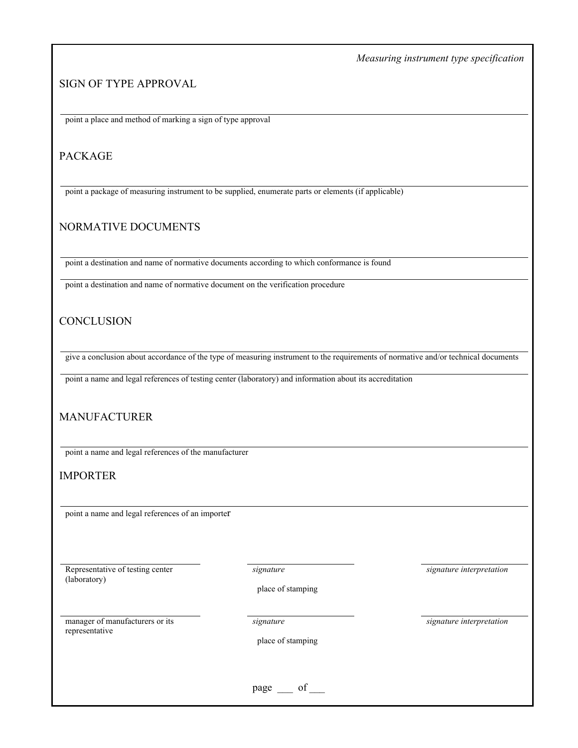*Measuring instrument type specification*

## SIGN OF TYPE APPROVAL

\_\_\_\_\_\_\_\_\_\_\_\_\_\_\_\_\_\_\_\_\_\_\_\_\_\_\_\_\_\_\_\_\_\_\_\_\_\_\_\_\_\_\_\_\_\_\_\_\_\_\_\_\_\_\_\_\_\_\_\_\_\_\_\_

point a place and method of marking a sign of type approval

## PACKAGE

\_\_\_\_\_\_\_\_\_\_\_\_\_\_\_\_\_\_\_\_\_\_\_\_\_\_\_\_\_\_\_\_\_\_\_\_\_\_\_\_\_\_\_\_\_\_\_\_\_\_\_\_\_\_\_\_\_\_\_\_\_\_\_\_

point a package of measuring instrument to be supplied, enumerate parts or elements (if applicable)

## NORMATIVE DOCUMENTS

\_\_\_\_\_\_\_\_\_\_\_\_\_\_\_\_\_\_\_\_\_\_\_\_\_\_\_\_\_\_\_\_\_\_\_\_\_\_\_\_\_\_\_\_\_\_\_\_\_\_\_\_\_\_\_\_\_\_\_\_\_\_\_\_

point a destination and name of normative documents according to which conformance is found

\_\_\_\_\_\_\_\_\_\_\_\_\_\_\_\_\_\_\_\_\_\_\_\_\_\_\_\_\_\_\_\_\_\_\_\_\_\_\_\_\_\_\_\_\_\_\_\_\_\_\_\_\_\_\_\_\_\_\_\_\_\_\_\_

point a destination and name of normative document on the verification procedure

## CONCLUSION

\_\_\_\_\_\_\_\_\_\_\_\_\_\_\_\_\_\_\_\_\_\_\_\_\_\_\_\_\_\_\_\_\_\_\_\_\_\_\_\_\_\_\_\_\_\_\_\_\_\_\_\_\_\_\_\_\_\_\_\_\_\_\_\_

give a conclusion about accordance of the type of measuring instrument to the requirements of normative and/or technical documents

\_\_\_\_\_\_\_\_\_\_\_\_\_\_\_\_\_\_\_\_\_\_\_\_\_\_\_\_\_\_\_\_\_\_\_\_\_\_\_\_\_\_\_\_\_\_\_\_\_\_\_\_\_\_\_\_\_\_\_\_\_\_\_\_

point a name and legal references of testing center (laboratory) and information about its accreditation

## MANUFACTURER

\_\_\_\_\_\_\_\_\_\_\_\_\_\_\_\_\_\_\_\_\_\_\_\_\_\_\_\_\_\_\_\_\_\_\_\_\_\_\_\_\_\_\_\_\_\_\_\_\_\_\_\_\_\_\_\_\_\_\_\_\_\_\_\_

point a name and legal references of the manufacturer

## IMPORTER

\_\_\_\_\_\_\_\_\_\_\_\_\_\_\_\_\_\_\_\_\_\_\_\_\_\_\_\_\_\_\_\_\_\_\_\_\_\_\_\_\_\_\_\_\_\_\_\_\_\_\_\_\_\_\_\_\_\_\_\_\_\_\_\_

point a name and legal references of an importer

| \_\_\_\_\_\_\_\_\_\_\_\_\_\_\_\_\_\_\_\_ | \_\_\_\_\_\_\_\_\_\_\_\_\_\_\_\_\_\_\_\_ | \_\_\_\_\_\_\_\_\_\_\_\_\_\_\_\_\_\_\_\_ |
|---|---|---|
| Representative of testing center (laboratory) | *signature* | *signature interpretation* |
| | place of stamping | |

| \_\_\_\_\_\_\_\_\_\_\_\_\_\_\_\_\_\_\_\_ | \_\_\_\_\_\_\_\_\_\_\_\_\_\_\_\_\_\_\_\_ | \_\_\_\_\_\_\_\_\_\_\_\_\_\_\_\_\_\_\_\_ |
|---|---|---|
| manager of manufacturers or its representative | *signature* | *signature interpretation* |
| | place of stamping | |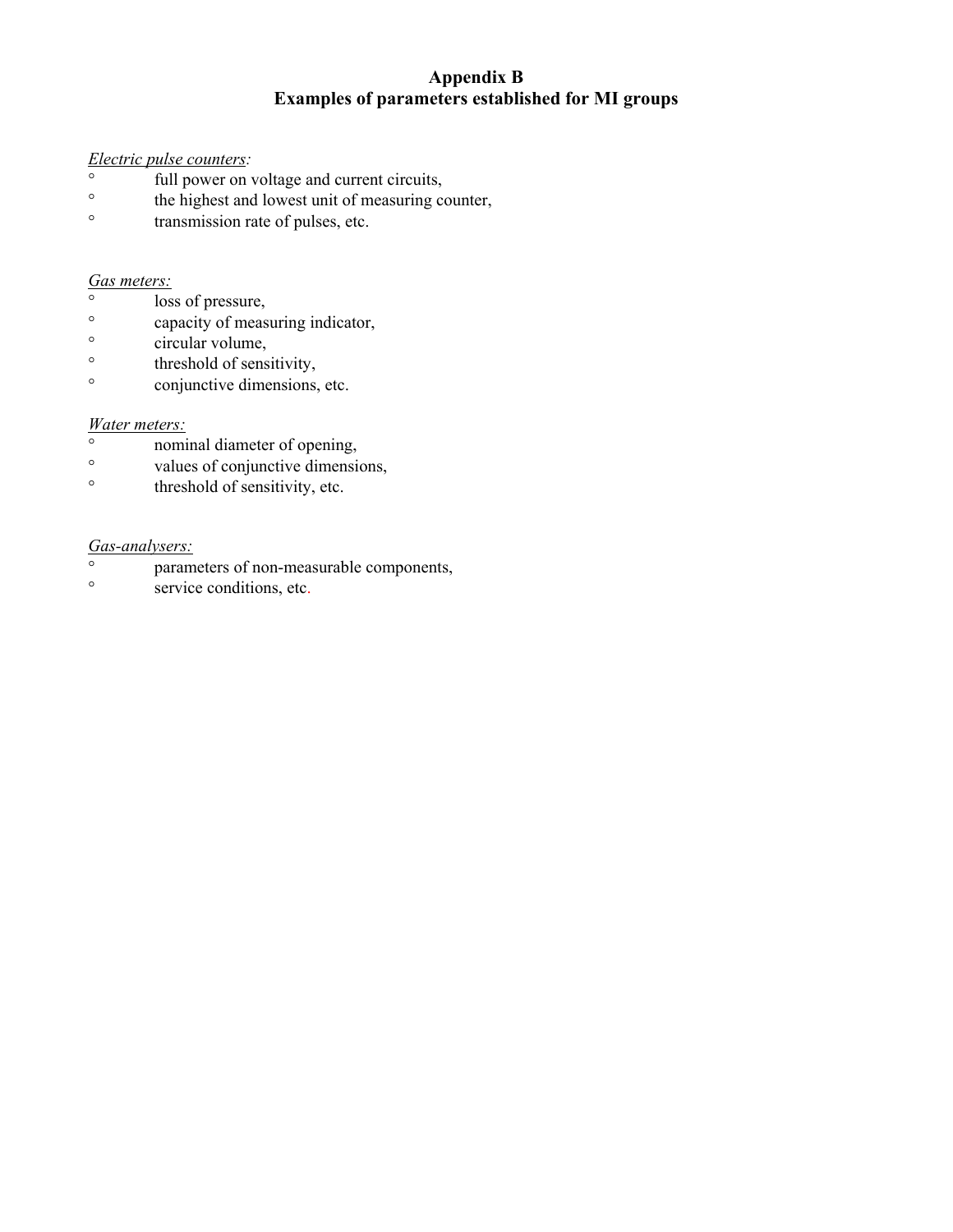# Appendix B
# Examples of parameters established for MI groups

*Electric pulse counters:*

- full power on voltage and current circuits,
- the highest and lowest unit of measuring counter,
- transmission rate of pulses, etc.

*Gas meters:*

- loss of pressure,
- capacity of measuring indicator,
- circular volume,
- threshold of sensitivity,
- conjunctive dimensions, etc.

*Water meters:*

- nominal diameter of opening,
- values of conjunctive dimensions,
- threshold of sensitivity, etc.

*Gas-analysers:*

- parameters of non-measurable components,
- service conditions, etc.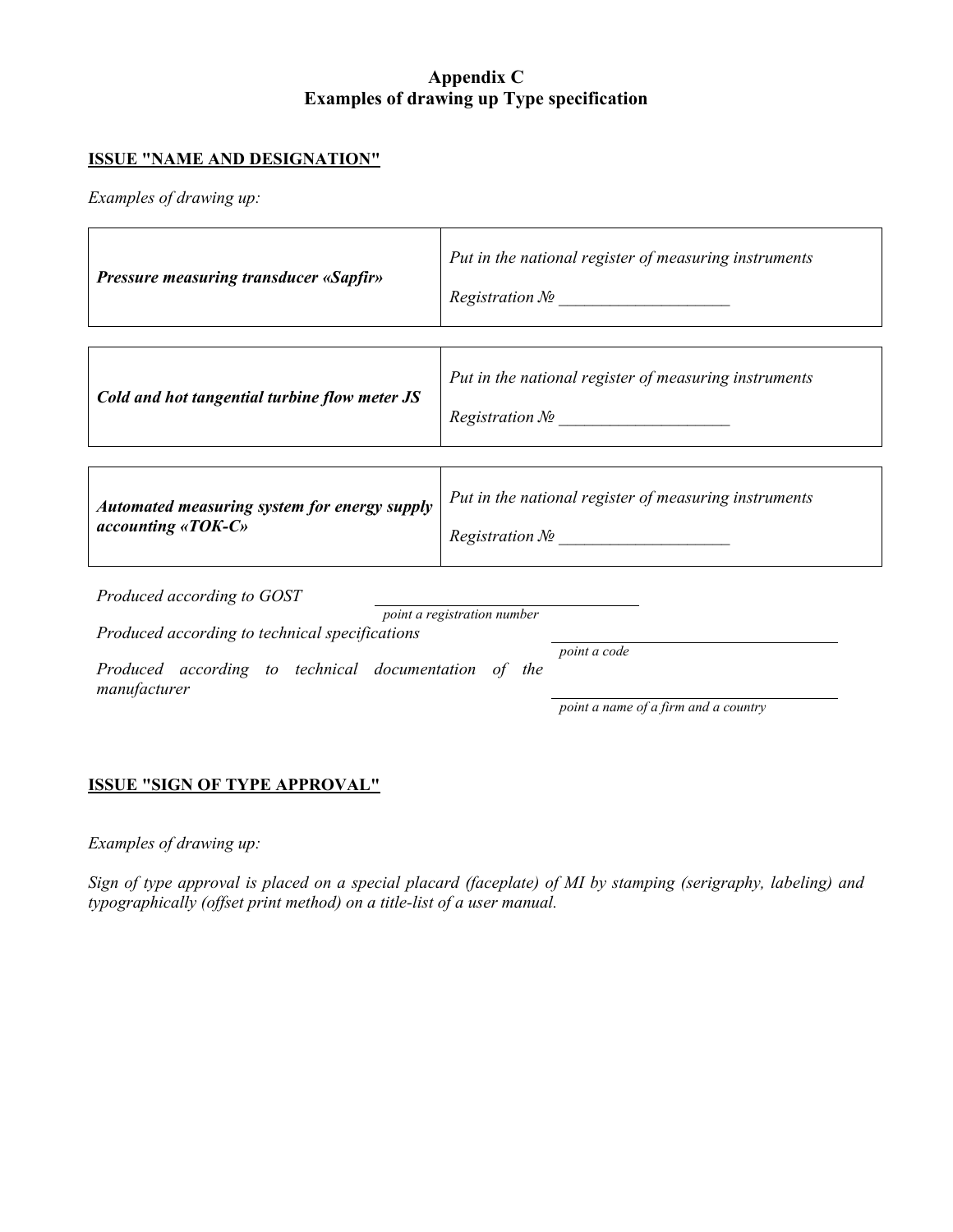**Appendix C**
**Examples of drawing up Type specification**

**ISSUE "NAME AND DESIGNATION"**

*Examples of drawing up:*

| | |
|---|---|
| ***Pressure measuring transducer «Sapfir»*** | *Put in the national register of measuring instruments*<br><br>*Registration №* ____________________ |

| | |
|---|---|
| ***Cold and hot tangential turbine flow meter JS*** | *Put in the national register of measuring instruments*<br><br>*Registration №* ____________________ |

| | |
|---|---|
| ***Automated measuring system for energy supply accounting «TOK-C»*** | *Put in the national register of measuring instruments*<br><br>*Registration №* ____________________ |

*Produced according to GOST* ______________________________
*point a registration number*

*Produced according to technical specifications* ______________________________
*point a code*

*Produced according to technical documentation of the manufacturer* ______________________________
*point a name of a firm and a country*

**ISSUE "SIGN OF TYPE APPROVAL"**

*Examples of drawing up:*

*Sign of type approval is placed on a special placard (faceplate) of MI by stamping (serigraphy, labeling) and typographically (offset print method) on a title-list of a user manual.*